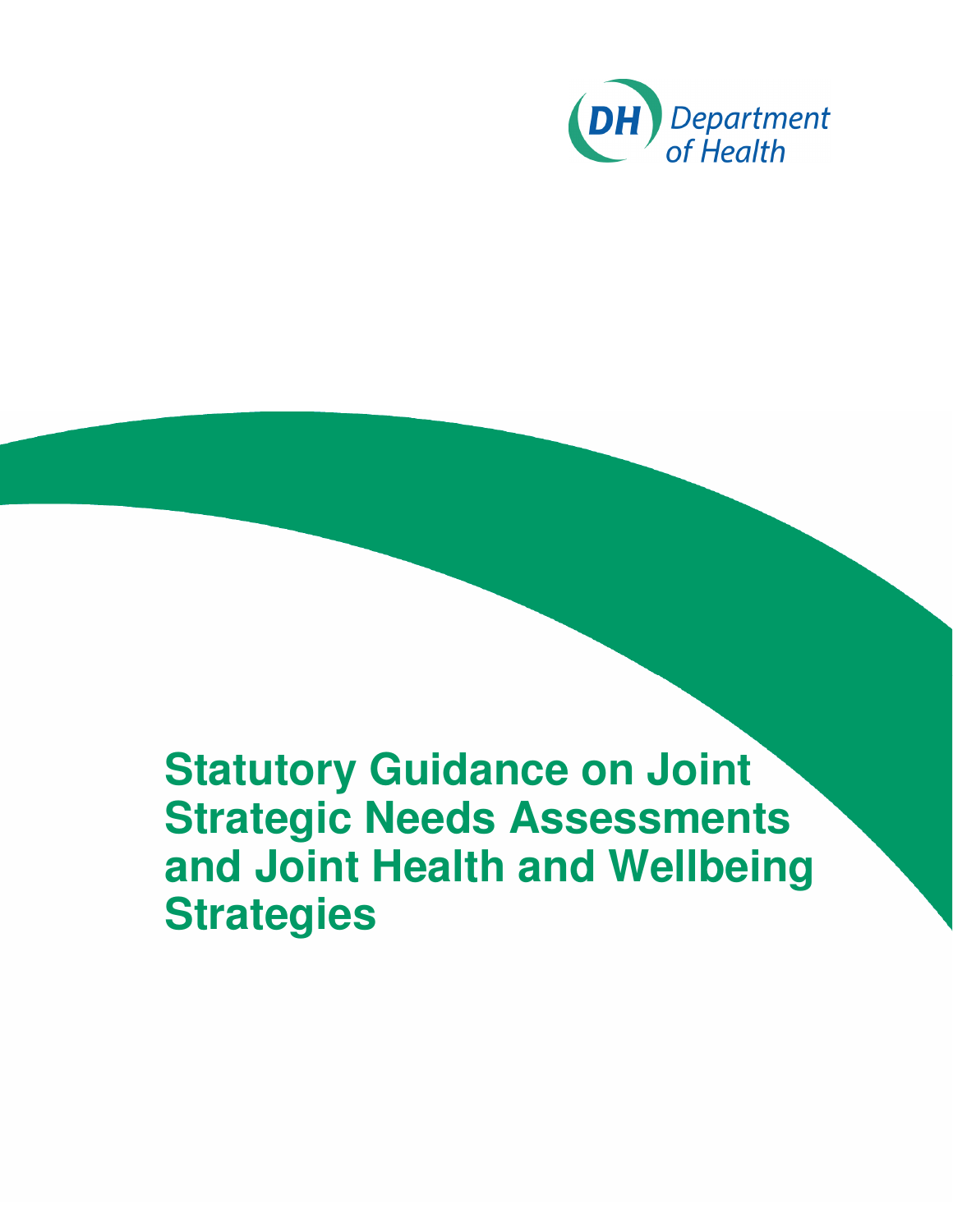Department of Health

# Statutory Guidance on Joint Strategic Needs Assessments and Joint Health and Wellbeing Strategies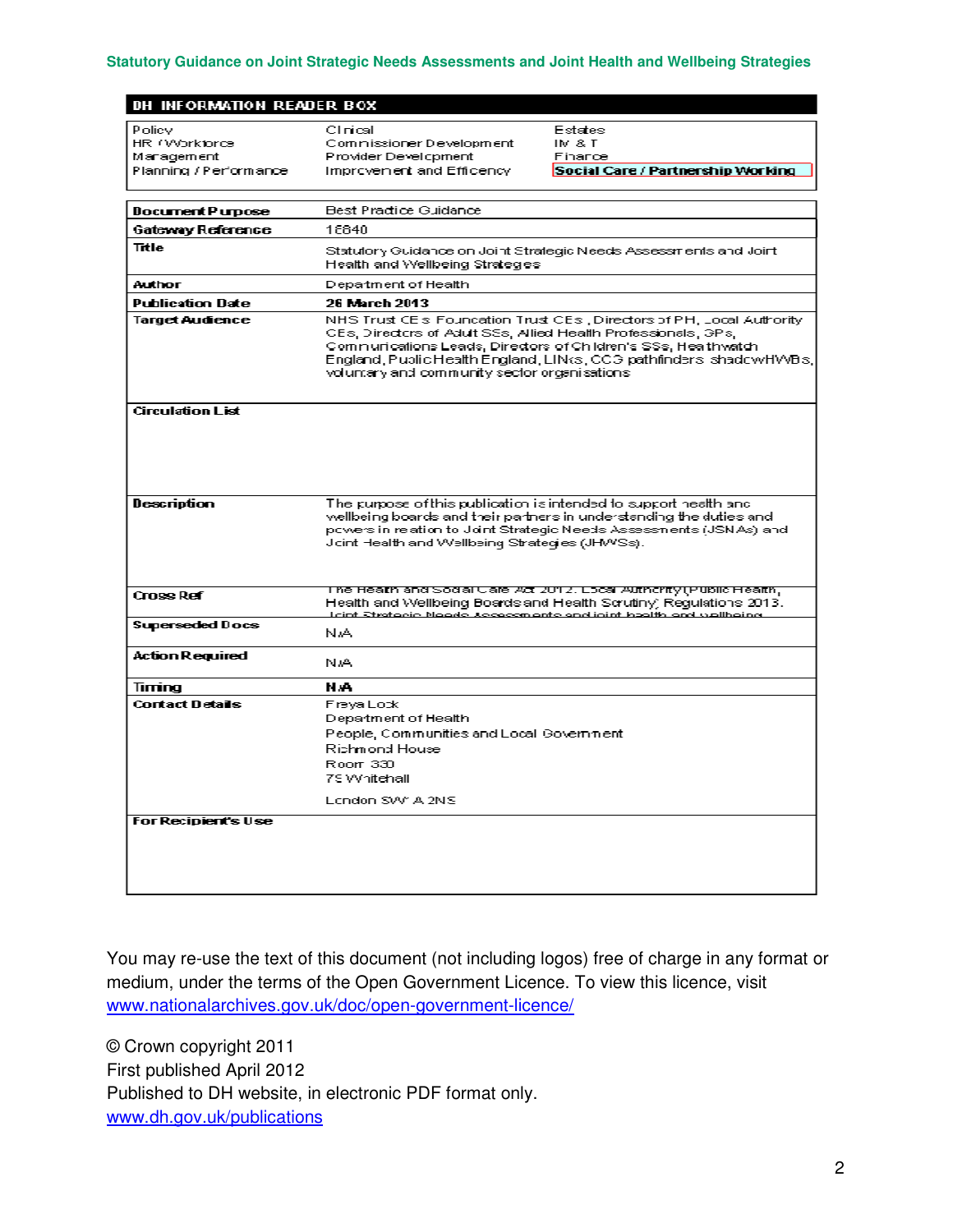## DH INFORMATION READER BOX

| | | |
|---|---|---|
| Policy | Clinical | Estates |
| HR / Workforce | Commissioner Development | IM & T |
| Management | Provider Development | Finance |
| Planning / Performance | Improvement and Efficiency | **Social Care / Partnership Working** |

| | |
|---|---|
| **Document Purpose** | Best Practice Guidance |
| **Gateway Reference** | 18840 |
| **Title** | Statutory Guidance on Joint Strategic Needs Assessments and Joint Health and Wellbeing Strategies |
| **Author** | Department of Health |
| **Publication Date** | **26 March 2013** |
| **Target Audience** | NHS Trust CEs, Foundation Trust CEs, Directors of PH, Local Authority CEs, Directors of Adult SSs, Allied Health Professionals, GPs, Communications Leads, Directors of Children's SSs, Healthwatch England, Public Health England, LINks, CCG pathfinders shadowHWBs, voluntary and community sector organisations |
| **Circulation List** | |
| **Description** | The purpose of this publication is intended to support health and wellbeing boards and their partners in understanding the duties and powers in relation to Joint Strategic Needs Assessments (JSNAs) and Joint Health and Wellbeing Strategies (JHWSs). |
| **Cross Ref** | The Health and Social Care Act 2012. Local Authority (Public Health, Health and Wellbeing Boards and Health Scrutiny) Regulations 2013. Joint Strategic Needs Assessments and joint health and wellbeing |
| **Superseded Docs** | N/A |
| **Action Required** | N/A |
| **Timing** | **N/A** |
| **Contact Details** | Freya Lock<br>Department of Health<br>People, Communities and Local Government<br>Richmond House<br>Room 330<br>79 Whitehall<br>London SW1A 2NS |
| **For Recipient's Use** | |

You may re-use the text of this document (not including logos) free of charge in any format or medium, under the terms of the Open Government Licence. To view this licence, visit www.nationalarchives.gov.uk/doc/open-government-licence/

© Crown copyright 2011
First published April 2012
Published to DH website, in electronic PDF format only.
www.dh.gov.uk/publications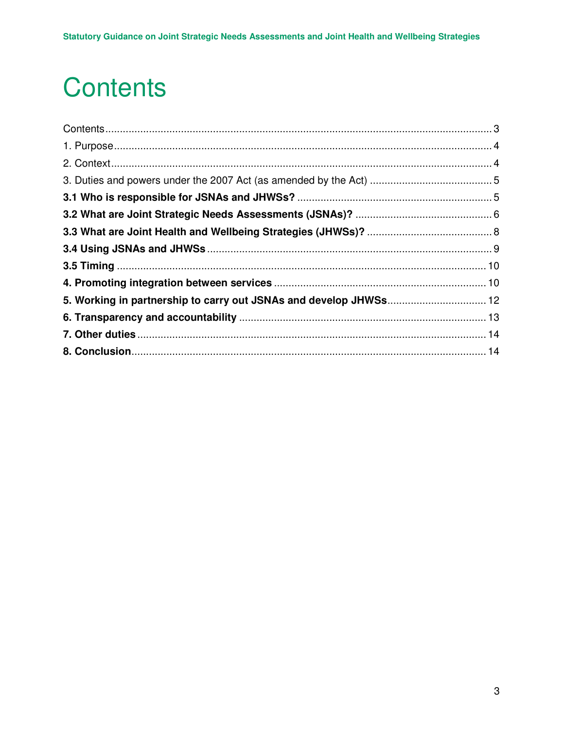# Contents

Contents....................................................................................................................................3

1. Purpose..................................................................................................................................4

2. Context...................................................................................................................................4

3. Duties and powers under the 2007 Act (as amended by the Act) ..........................................5

**3.1 Who is responsible for JSNAs and JHWSs?** ...................................................................5

**3.2 What are Joint Strategic Needs Assessments (JSNAs)?** ................................................6

**3.3 What are Joint Health and Wellbeing Strategies (JHWSs)?** ............................................8

**3.4 Using JSNAs and JHWSs**..................................................................................................9

**3.5 Timing** ..............................................................................................................................10

**4. Promoting integration between services** .........................................................................10

**5. Working in partnership to carry out JSNAs and develop JHWSs**..................................12

**6. Transparency and accountability** ....................................................................................13

**7. Other duties** ......................................................................................................................14

**8. Conclusion**.........................................................................................................................14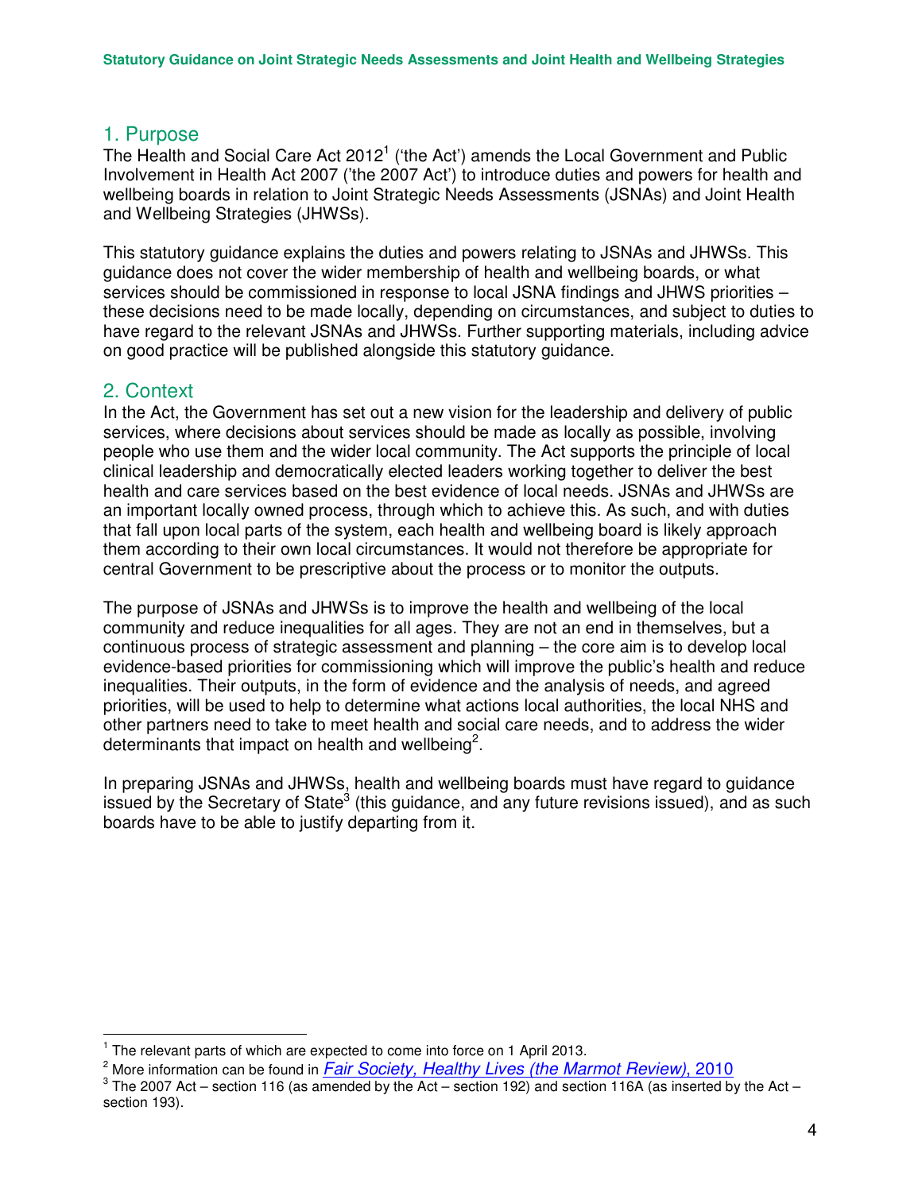## 1. Purpose

The Health and Social Care Act 2012[1] ('the Act') amends the Local Government and Public Involvement in Health Act 2007 ('the 2007 Act') to introduce duties and powers for health and wellbeing boards in relation to Joint Strategic Needs Assessments (JSNAs) and Joint Health and Wellbeing Strategies (JHWSs).

This statutory guidance explains the duties and powers relating to JSNAs and JHWSs. This guidance does not cover the wider membership of health and wellbeing boards, or what services should be commissioned in response to local JSNA findings and JHWS priorities – these decisions need to be made locally, depending on circumstances, and subject to duties to have regard to the relevant JSNAs and JHWSs. Further supporting materials, including advice on good practice will be published alongside this statutory guidance.

## 2. Context

In the Act, the Government has set out a new vision for the leadership and delivery of public services, where decisions about services should be made as locally as possible, involving people who use them and the wider local community. The Act supports the principle of local clinical leadership and democratically elected leaders working together to deliver the best health and care services based on the best evidence of local needs. JSNAs and JHWSs are an important locally owned process, through which to achieve this. As such, and with duties that fall upon local parts of the system, each health and wellbeing board is likely approach them according to their own local circumstances. It would not therefore be appropriate for central Government to be prescriptive about the process or to monitor the outputs.

The purpose of JSNAs and JHWSs is to improve the health and wellbeing of the local community and reduce inequalities for all ages. They are not an end in themselves, but a continuous process of strategic assessment and planning – the core aim is to develop local evidence-based priorities for commissioning which will improve the public's health and reduce inequalities. Their outputs, in the form of evidence and the analysis of needs, and agreed priorities, will be used to help to determine what actions local authorities, the local NHS and other partners need to take to meet health and social care needs, and to address the wider determinants that impact on health and wellbeing[2].

In preparing JSNAs and JHWSs, health and wellbeing boards must have regard to guidance issued by the Secretary of State[3] (this guidance, and any future revisions issued), and as such boards have to be able to justify departing from it.

---

[1] The relevant parts of which are expected to come into force on 1 April 2013.

[2] More information can be found in *Fair Society, Healthy Lives (the Marmot Review)*, 2010

[3] The 2007 Act – section 116 (as amended by the Act – section 192) and section 116A (as inserted by the Act – section 193).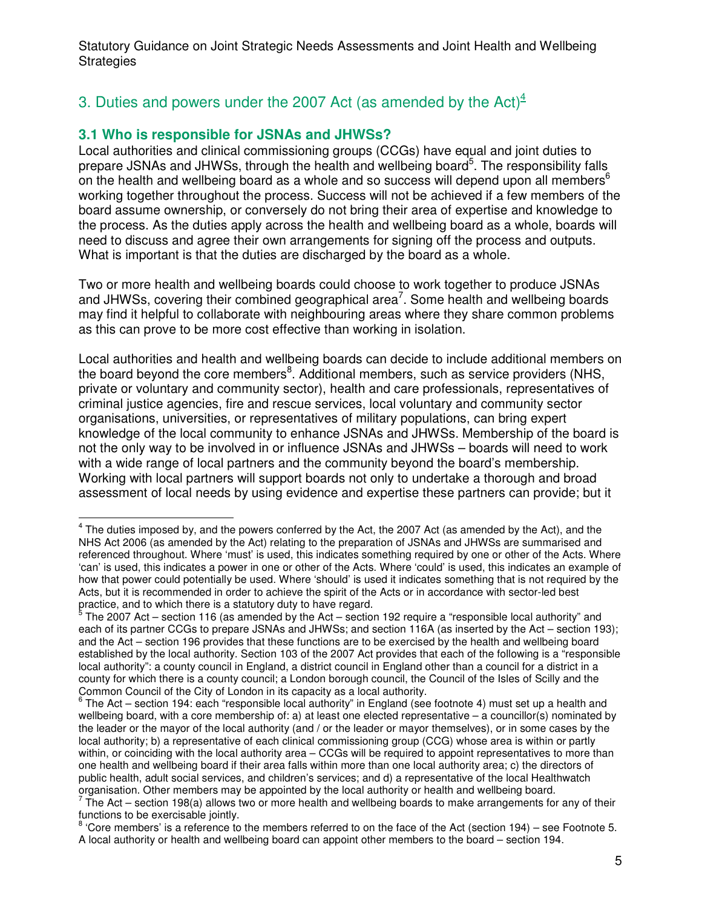## 3. Duties and powers under the 2007 Act (as amended by the Act)[4]

### 3.1 Who is responsible for JSNAs and JHWSs?

Local authorities and clinical commissioning groups (CCGs) have equal and joint duties to prepare JSNAs and JHWSs, through the health and wellbeing board[5]. The responsibility falls on the health and wellbeing board as a whole and so success will depend upon all members[6] working together throughout the process. Success will not be achieved if a few members of the board assume ownership, or conversely do not bring their area of expertise and knowledge to the process. As the duties apply across the health and wellbeing board as a whole, boards will need to discuss and agree their own arrangements for signing off the process and outputs. What is important is that the duties are discharged by the board as a whole.

Two or more health and wellbeing boards could choose to work together to produce JSNAs and JHWSs, covering their combined geographical area[7]. Some health and wellbeing boards may find it helpful to collaborate with neighbouring areas where they share common problems as this can prove to be more cost effective than working in isolation.

Local authorities and health and wellbeing boards can decide to include additional members on the board beyond the core members[8]. Additional members, such as service providers (NHS, private or voluntary and community sector), health and care professionals, representatives of criminal justice agencies, fire and rescue services, local voluntary and community sector organisations, universities, or representatives of military populations, can bring expert knowledge of the local community to enhance JSNAs and JHWSs. Membership of the board is not the only way to be involved in or influence JSNAs and JHWSs – boards will need to work with a wide range of local partners and the community beyond the board's membership. Working with local partners will support boards not only to undertake a thorough and broad assessment of local needs by using evidence and expertise these partners can provide; but it

---

[4] The duties imposed by, and the powers conferred by the Act, the 2007 Act (as amended by the Act), and the NHS Act 2006 (as amended by the Act) relating to the preparation of JSNAs and JHWSs are summarised and referenced throughout. Where 'must' is used, this indicates something required by one or other of the Acts. Where 'can' is used, this indicates a power in one or other of the Acts. Where 'could' is used, this indicates an example of how that power could potentially be used. Where 'should' is used it indicates something that is not required by the Acts, but it is recommended in order to achieve the spirit of the Acts or in accordance with sector-led best practice, and to which there is a statutory duty to have regard.

[5] The 2007 Act – section 116 (as amended by the Act – section 192 require a "responsible local authority" and each of its partner CCGs to prepare JSNAs and JHWSs; and section 116A (as inserted by the Act – section 193); and the Act – section 196 provides that these functions are to be exercised by the health and wellbeing board established by the local authority. Section 103 of the 2007 Act provides that each of the following is a "responsible local authority": a county council in England, a district council in England other than a council for a district in a county for which there is a county council; a London borough council, the Council of the Isles of Scilly and the Common Council of the City of London in its capacity as a local authority.

[6] The Act – section 194: each "responsible local authority" in England (see footnote 4) must set up a health and wellbeing board, with a core membership of: a) at least one elected representative – a councillor(s) nominated by the leader or the mayor of the local authority (and / or the leader or mayor themselves), or in some cases by the local authority; b) a representative of each clinical commissioning group (CCG) whose area is within or partly within, or coinciding with the local authority area – CCGs will be required to appoint representatives to more than one health and wellbeing board if their area falls within more than one local authority area; c) the directors of public health, adult social services, and children's services; and d) a representative of the local Healthwatch organisation. Other members may be appointed by the local authority or health and wellbeing board.

[7] The Act – section 198(a) allows two or more health and wellbeing boards to make arrangements for any of their functions to be exercisable jointly.

[8] 'Core members' is a reference to the members referred to on the face of the Act (section 194) – see Footnote 5. A local authority or health and wellbeing board can appoint other members to the board – section 194.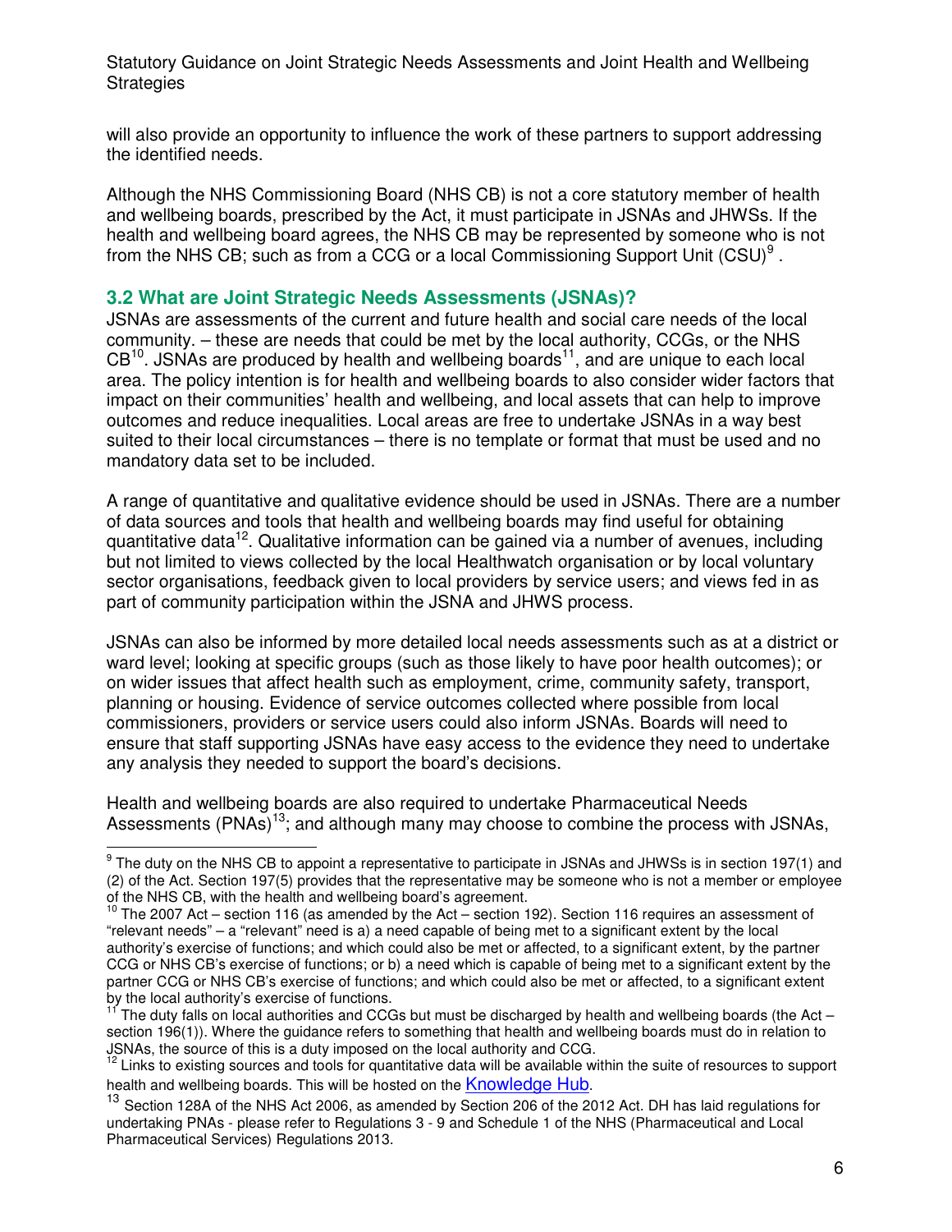will also provide an opportunity to influence the work of these partners to support addressing the identified needs.

Although the NHS Commissioning Board (NHS CB) is not a core statutory member of health and wellbeing boards, prescribed by the Act, it must participate in JSNAs and JHWSs. If the health and wellbeing board agrees, the NHS CB may be represented by someone who is not from the NHS CB; such as from a CCG or a local Commissioning Support Unit (CSU)[9] .

## 3.2 What are Joint Strategic Needs Assessments (JSNAs)?

JSNAs are assessments of the current and future health and social care needs of the local community. – these are needs that could be met by the local authority, CCGs, or the NHS CB[10]. JSNAs are produced by health and wellbeing boards[11], and are unique to each local area. The policy intention is for health and wellbeing boards to also consider wider factors that impact on their communities' health and wellbeing, and local assets that can help to improve outcomes and reduce inequalities. Local areas are free to undertake JSNAs in a way best suited to their local circumstances – there is no template or format that must be used and no mandatory data set to be included.

A range of quantitative and qualitative evidence should be used in JSNAs. There are a number of data sources and tools that health and wellbeing boards may find useful for obtaining quantitative data[12]. Qualitative information can be gained via a number of avenues, including but not limited to views collected by the local Healthwatch organisation or by local voluntary sector organisations, feedback given to local providers by service users; and views fed in as part of community participation within the JSNA and JHWS process.

JSNAs can also be informed by more detailed local needs assessments such as at a district or ward level; looking at specific groups (such as those likely to have poor health outcomes); or on wider issues that affect health such as employment, crime, community safety, transport, planning or housing. Evidence of service outcomes collected where possible from local commissioners, providers or service users could also inform JSNAs. Boards will need to ensure that staff supporting JSNAs have easy access to the evidence they need to undertake any analysis they needed to support the board's decisions.

Health and wellbeing boards are also required to undertake Pharmaceutical Needs Assessments (PNAs)[13]; and although many may choose to combine the process with JSNAs,

---

[9] The duty on the NHS CB to appoint a representative to participate in JSNAs and JHWSs is in section 197(1) and (2) of the Act. Section 197(5) provides that the representative may be someone who is not a member or employee of the NHS CB, with the health and wellbeing board's agreement.

[10] The 2007 Act – section 116 (as amended by the Act – section 192). Section 116 requires an assessment of "relevant needs" – a "relevant" need is a) a need capable of being met to a significant extent by the local authority's exercise of functions; and which could also be met or affected, to a significant extent, by the partner CCG or NHS CB's exercise of functions; or b) a need which is capable of being met to a significant extent by the partner CCG or NHS CB's exercise of functions; and which could also be met or affected, to a significant extent by the local authority's exercise of functions.

[11] The duty falls on local authorities and CCGs but must be discharged by health and wellbeing boards (the Act – section 196(1)). Where the guidance refers to something that health and wellbeing boards must do in relation to JSNAs, the source of this is a duty imposed on the local authority and CCG.

[12] Links to existing sources and tools for quantitative data will be available within the suite of resources to support health and wellbeing boards. This will be hosted on the Knowledge Hub.

[13] Section 128A of the NHS Act 2006, as amended by Section 206 of the 2012 Act. DH has laid regulations for undertaking PNAs - please refer to Regulations 3 - 9 and Schedule 1 of the NHS (Pharmaceutical and Local Pharmaceutical Services) Regulations 2013.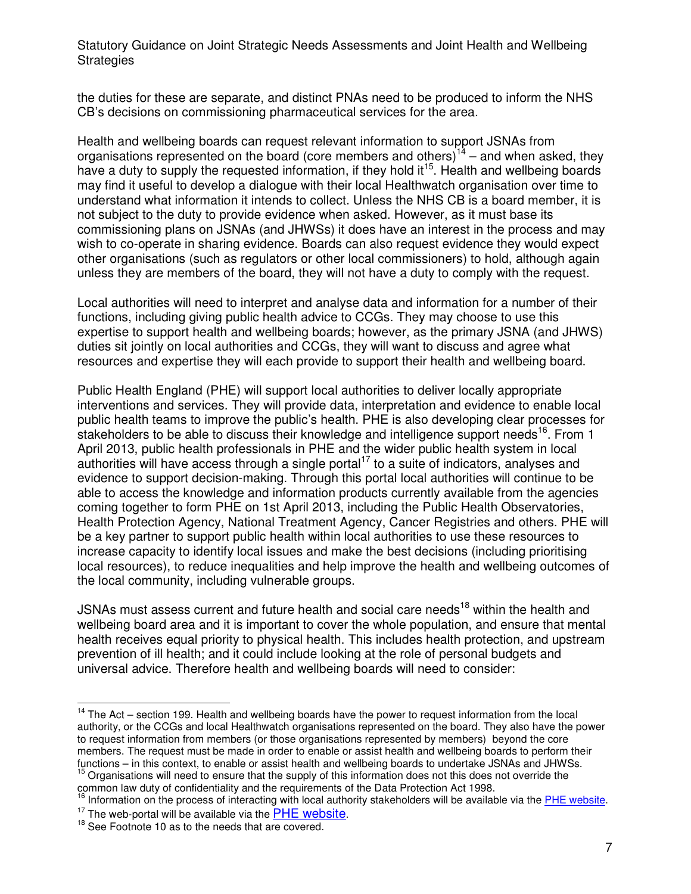the duties for these are separate, and distinct PNAs need to be produced to inform the NHS CB's decisions on commissioning pharmaceutical services for the area.

Health and wellbeing boards can request relevant information to support JSNAs from organisations represented on the board (core members and others)[14] – and when asked, they have a duty to supply the requested information, if they hold it[15]. Health and wellbeing boards may find it useful to develop a dialogue with their local Healthwatch organisation over time to understand what information it intends to collect. Unless the NHS CB is a board member, it is not subject to the duty to provide evidence when asked. However, as it must base its commissioning plans on JSNAs (and JHWSs) it does have an interest in the process and may wish to co-operate in sharing evidence. Boards can also request evidence they would expect other organisations (such as regulators or other local commissioners) to hold, although again unless they are members of the board, they will not have a duty to comply with the request.

Local authorities will need to interpret and analyse data and information for a number of their functions, including giving public health advice to CCGs. They may choose to use this expertise to support health and wellbeing boards; however, as the primary JSNA (and JHWS) duties sit jointly on local authorities and CCGs, they will want to discuss and agree what resources and expertise they will each provide to support their health and wellbeing board.

Public Health England (PHE) will support local authorities to deliver locally appropriate interventions and services. They will provide data, interpretation and evidence to enable local public health teams to improve the public's health. PHE is also developing clear processes for stakeholders to be able to discuss their knowledge and intelligence support needs[16]. From 1 April 2013, public health professionals in PHE and the wider public health system in local authorities will have access through a single portal[17] to a suite of indicators, analyses and evidence to support decision-making. Through this portal local authorities will continue to be able to access the knowledge and information products currently available from the agencies coming together to form PHE on 1st April 2013, including the Public Health Observatories, Health Protection Agency, National Treatment Agency, Cancer Registries and others. PHE will be a key partner to support public health within local authorities to use these resources to increase capacity to identify local issues and make the best decisions (including prioritising local resources), to reduce inequalities and help improve the health and wellbeing outcomes of the local community, including vulnerable groups.

JSNAs must assess current and future health and social care needs[18] within the health and wellbeing board area and it is important to cover the whole population, and ensure that mental health receives equal priority to physical health. This includes health protection, and upstream prevention of ill health; and it could include looking at the role of personal budgets and universal advice. Therefore health and wellbeing boards will need to consider:

---

[14] The Act – section 199. Health and wellbeing boards have the power to request information from the local authority, or the CCGs and local Healthwatch organisations represented on the board. They also have the power to request information from members (or those organisations represented by members) beyond the core members. The request must be made in order to enable or assist health and wellbeing boards to perform their functions – in this context, to enable or assist health and wellbeing boards to undertake JSNAs and JHWSs.

[15] Organisations will need to ensure that the supply of this information does not this does not override the common law duty of confidentiality and the requirements of the Data Protection Act 1998.

[16] Information on the process of interacting with local authority stakeholders will be available via the PHE website.

[17] The web-portal will be available via the PHE website.

[18] See Footnote 10 as to the needs that are covered.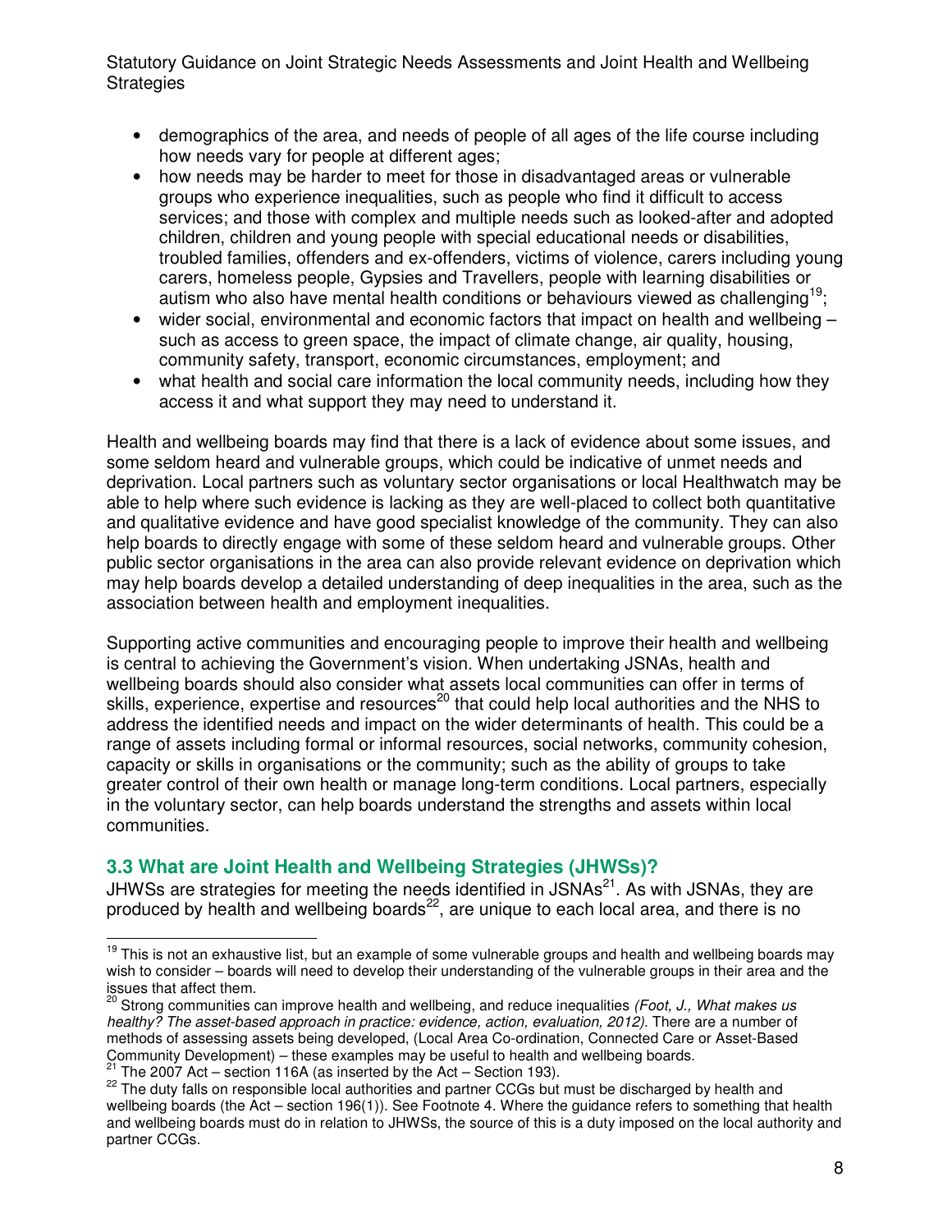- demographics of the area, and needs of people of all ages of the life course including how needs vary for people at different ages;
- how needs may be harder to meet for those in disadvantaged areas or vulnerable groups who experience inequalities, such as people who find it difficult to access services; and those with complex and multiple needs such as looked-after and adopted children, children and young people with special educational needs or disabilities, troubled families, offenders and ex-offenders, victims of violence, carers including young carers, homeless people, Gypsies and Travellers, people with learning disabilities or autism who also have mental health conditions or behaviours viewed as challenging[19];
- wider social, environmental and economic factors that impact on health and wellbeing – such as access to green space, the impact of climate change, air quality, housing, community safety, transport, economic circumstances, employment; and
- what health and social care information the local community needs, including how they access it and what support they may need to understand it.

Health and wellbeing boards may find that there is a lack of evidence about some issues, and some seldom heard and vulnerable groups, which could be indicative of unmet needs and deprivation. Local partners such as voluntary sector organisations or local Healthwatch may be able to help where such evidence is lacking as they are well-placed to collect both quantitative and qualitative evidence and have good specialist knowledge of the community. They can also help boards to directly engage with some of these seldom heard and vulnerable groups. Other public sector organisations in the area can also provide relevant evidence on deprivation which may help boards develop a detailed understanding of deep inequalities in the area, such as the association between health and employment inequalities.

Supporting active communities and encouraging people to improve their health and wellbeing is central to achieving the Government's vision. When undertaking JSNAs, health and wellbeing boards should also consider what assets local communities can offer in terms of skills, experience, expertise and resources[20] that could help local authorities and the NHS to address the identified needs and impact on the wider determinants of health. This could be a range of assets including formal or informal resources, social networks, community cohesion, capacity or skills in organisations or the community; such as the ability of groups to take greater control of their own health or manage long-term conditions. Local partners, especially in the voluntary sector, can help boards understand the strengths and assets within local communities.

### 3.3 What are Joint Health and Wellbeing Strategies (JHWSs)?

JHWSs are strategies for meeting the needs identified in JSNAs[21]. As with JSNAs, they are produced by health and wellbeing boards[22], are unique to each local area, and there is no

---

[19] This is not an exhaustive list, but an example of some vulnerable groups and health and wellbeing boards may wish to consider – boards will need to develop their understanding of the vulnerable groups in their area and the issues that affect them.

[20] Strong communities can improve health and wellbeing, and reduce inequalities *(Foot, J., What makes us healthy? The asset-based approach in practice: evidence, action, evaluation, 2012).* There are a number of methods of assessing assets being developed, (Local Area Co-ordination, Connected Care or Asset-Based Community Development) – these examples may be useful to health and wellbeing boards.

[21] The 2007 Act – section 116A (as inserted by the Act – Section 193).

[22] The duty falls on responsible local authorities and partner CCGs but must be discharged by health and wellbeing boards (the Act – section 196(1)). See Footnote 4. Where the guidance refers to something that health and wellbeing boards must do in relation to JHWSs, the source of this is a duty imposed on the local authority and partner CCGs.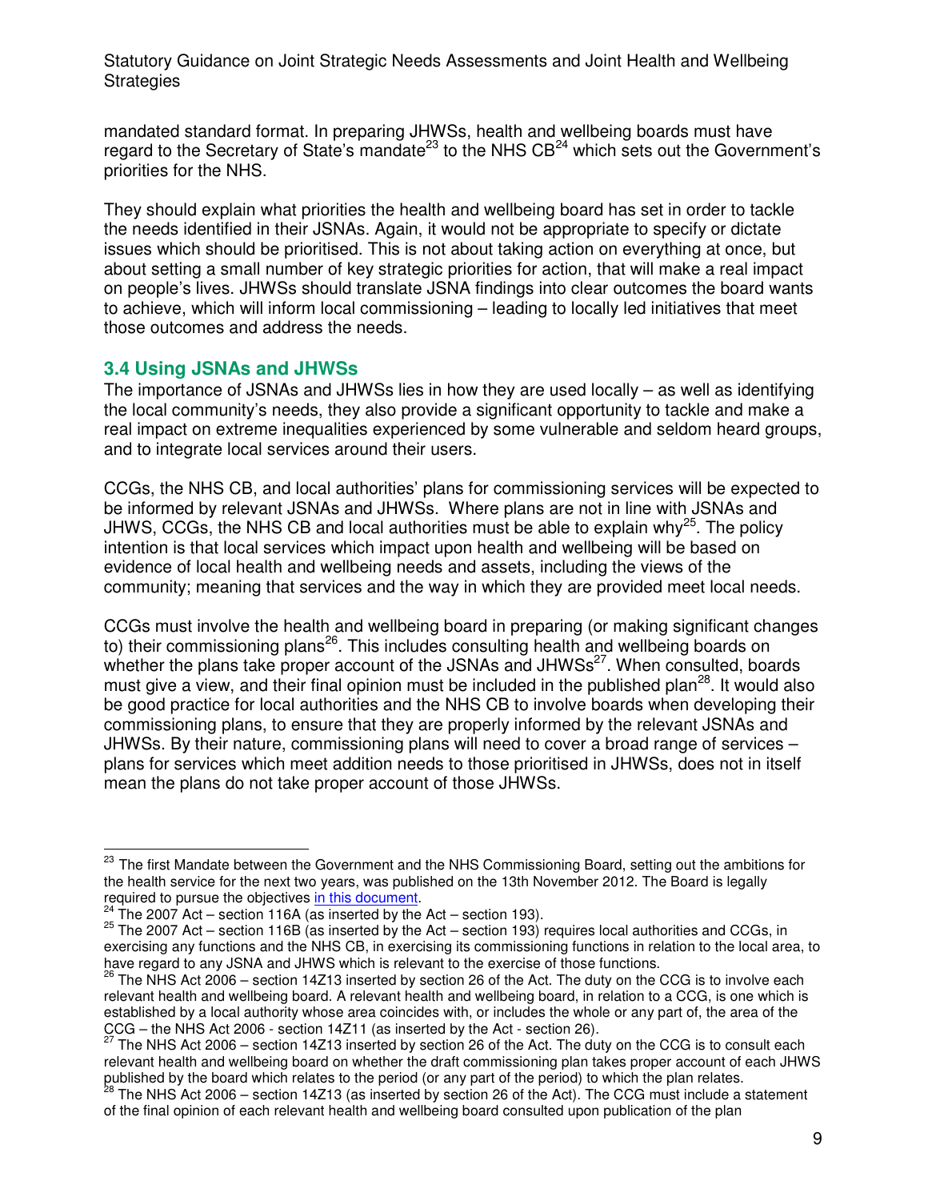mandated standard format. In preparing JHWSs, health and wellbeing boards must have regard to the Secretary of State's mandate[23] to the NHS CB[24] which sets out the Government's priorities for the NHS.

They should explain what priorities the health and wellbeing board has set in order to tackle the needs identified in their JSNAs. Again, it would not be appropriate to specify or dictate issues which should be prioritised. This is not about taking action on everything at once, but about setting a small number of key strategic priorities for action, that will make a real impact on people's lives. JHWSs should translate JSNA findings into clear outcomes the board wants to achieve, which will inform local commissioning – leading to locally led initiatives that meet those outcomes and address the needs.

### 3.4 Using JSNAs and JHWSs

The importance of JSNAs and JHWSs lies in how they are used locally – as well as identifying the local community's needs, they also provide a significant opportunity to tackle and make a real impact on extreme inequalities experienced by some vulnerable and seldom heard groups, and to integrate local services around their users.

CCGs, the NHS CB, and local authorities' plans for commissioning services will be expected to be informed by relevant JSNAs and JHWSs. Where plans are not in line with JSNAs and JHWS, CCGs, the NHS CB and local authorities must be able to explain why[25]. The policy intention is that local services which impact upon health and wellbeing will be based on evidence of local health and wellbeing needs and assets, including the views of the community; meaning that services and the way in which they are provided meet local needs.

CCGs must involve the health and wellbeing board in preparing (or making significant changes to) their commissioning plans[26]. This includes consulting health and wellbeing boards on whether the plans take proper account of the JSNAs and JHWSs[27]. When consulted, boards must give a view, and their final opinion must be included in the published plan[28]. It would also be good practice for local authorities and the NHS CB to involve boards when developing their commissioning plans, to ensure that they are properly informed by the relevant JSNAs and JHWSs. By their nature, commissioning plans will need to cover a broad range of services – plans for services which meet addition needs to those prioritised in JHWSs, does not in itself mean the plans do not take proper account of those JHWSs.

---

[23] The first Mandate between the Government and the NHS Commissioning Board, setting out the ambitions for the health service for the next two years, was published on the 13th November 2012. The Board is legally required to pursue the objectives in this document.

[24] The 2007 Act – section 116A (as inserted by the Act – section 193).

[25] The 2007 Act – section 116B (as inserted by the Act – section 193) requires local authorities and CCGs, in exercising any functions and the NHS CB, in exercising its commissioning functions in relation to the local area, to have regard to any JSNA and JHWS which is relevant to the exercise of those functions.

[26] The NHS Act 2006 – section 14Z13 inserted by section 26 of the Act. The duty on the CCG is to involve each relevant health and wellbeing board. A relevant health and wellbeing board, in relation to a CCG, is one which is established by a local authority whose area coincides with, or includes the whole or any part of, the area of the CCG – the NHS Act 2006 - section 14Z11 (as inserted by the Act - section 26).

[27] The NHS Act 2006 – section 14Z13 inserted by section 26 of the Act. The duty on the CCG is to consult each relevant health and wellbeing board on whether the draft commissioning plan takes proper account of each JHWS published by the board which relates to the period (or any part of the period) to which the plan relates.

[28] The NHS Act 2006 – section 14Z13 (as inserted by section 26 of the Act). The CCG must include a statement of the final opinion of each relevant health and wellbeing board consulted upon publication of the plan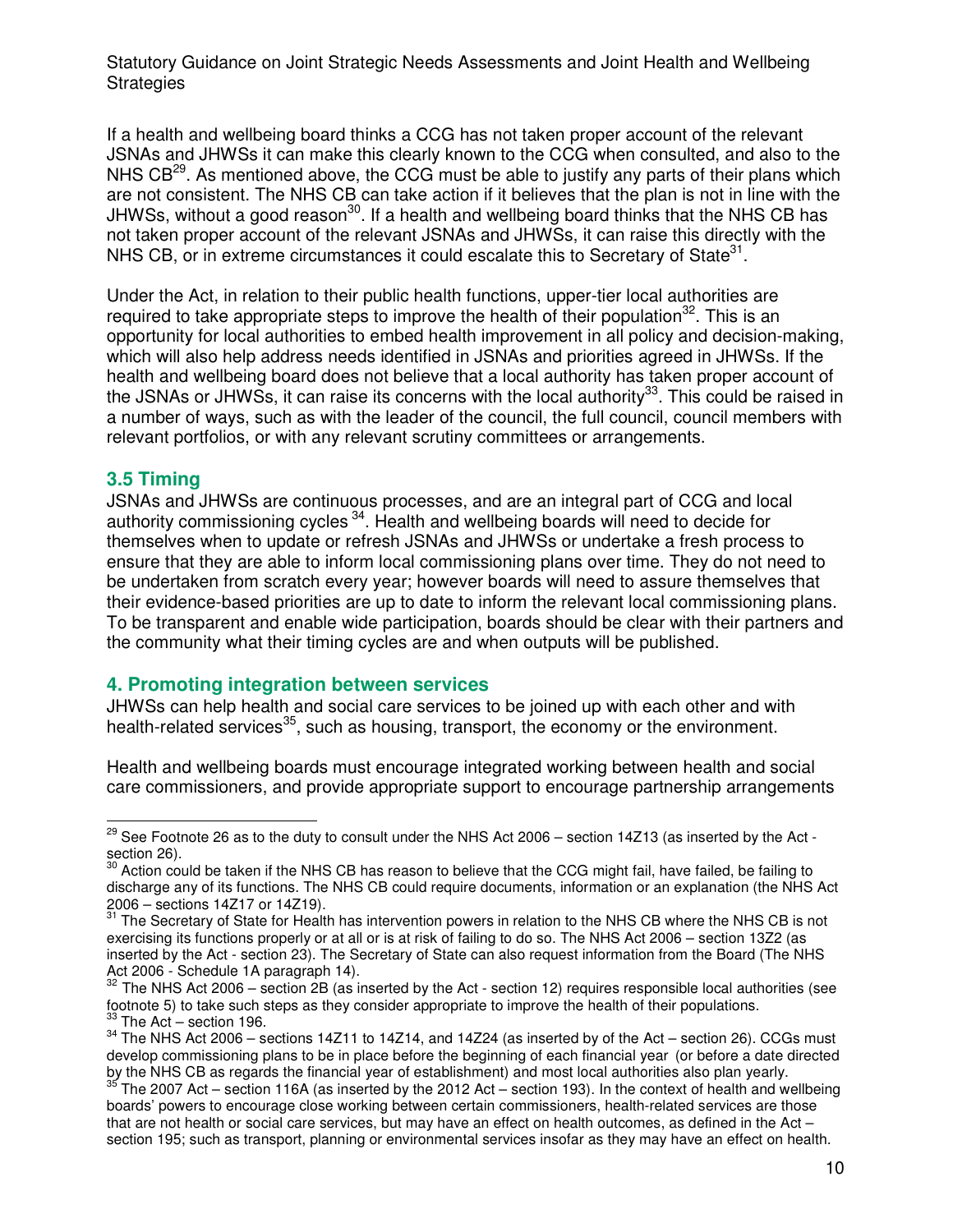If a health and wellbeing board thinks a CCG has not taken proper account of the relevant JSNAs and JHWSs it can make this clearly known to the CCG when consulted, and also to the NHS CB[29]. As mentioned above, the CCG must be able to justify any parts of their plans which are not consistent. The NHS CB can take action if it believes that the plan is not in line with the JHWSs, without a good reason[30]. If a health and wellbeing board thinks that the NHS CB has not taken proper account of the relevant JSNAs and JHWSs, it can raise this directly with the NHS CB, or in extreme circumstances it could escalate this to Secretary of State[31].

Under the Act, in relation to their public health functions, upper-tier local authorities are required to take appropriate steps to improve the health of their population[32]. This is an opportunity for local authorities to embed health improvement in all policy and decision-making, which will also help address needs identified in JSNAs and priorities agreed in JHWSs. If the health and wellbeing board does not believe that a local authority has taken proper account of the JSNAs or JHWSs, it can raise its concerns with the local authority[33]. This could be raised in a number of ways, such as with the leader of the council, the full council, council members with relevant portfolios, or with any relevant scrutiny committees or arrangements.

### 3.5 Timing

JSNAs and JHWSs are continuous processes, and are an integral part of CCG and local authority commissioning cycles [34]. Health and wellbeing boards will need to decide for themselves when to update or refresh JSNAs and JHWSs or undertake a fresh process to ensure that they are able to inform local commissioning plans over time. They do not need to be undertaken from scratch every year; however boards will need to assure themselves that their evidence-based priorities are up to date to inform the relevant local commissioning plans. To be transparent and enable wide participation, boards should be clear with their partners and the community what their timing cycles are and when outputs will be published.

## 4. Promoting integration between services

JHWSs can help health and social care services to be joined up with each other and with health-related services[35], such as housing, transport, the economy or the environment.

Health and wellbeing boards must encourage integrated working between health and social care commissioners, and provide appropriate support to encourage partnership arrangements

---

[29] See Footnote 26 as to the duty to consult under the NHS Act 2006 – section 14Z13 (as inserted by the Act - section 26).

[30] Action could be taken if the NHS CB has reason to believe that the CCG might fail, have failed, be failing to discharge any of its functions. The NHS CB could require documents, information or an explanation (the NHS Act 2006 – sections 14Z17 or 14Z19).

[31] The Secretary of State for Health has intervention powers in relation to the NHS CB where the NHS CB is not exercising its functions properly or at all or is at risk of failing to do so. The NHS Act 2006 – section 13Z2 (as inserted by the Act - section 23). The Secretary of State can also request information from the Board (The NHS Act 2006 - Schedule 1A paragraph 14).

[32] The NHS Act 2006 – section 2B (as inserted by the Act - section 12) requires responsible local authorities (see footnote 5) to take such steps as they consider appropriate to improve the health of their populations.

[33] The Act – section 196.

[34] The NHS Act 2006 – sections 14Z11 to 14Z14, and 14Z24 (as inserted by of the Act – section 26). CCGs must develop commissioning plans to be in place before the beginning of each financial year (or before a date directed by the NHS CB as regards the financial year of establishment) and most local authorities also plan yearly.

[35] The 2007 Act – section 116A (as inserted by the 2012 Act – section 193). In the context of health and wellbeing boards' powers to encourage close working between certain commissioners, health-related services are those that are not health or social care services, but may have an effect on health outcomes, as defined in the Act – section 195; such as transport, planning or environmental services insofar as they may have an effect on health.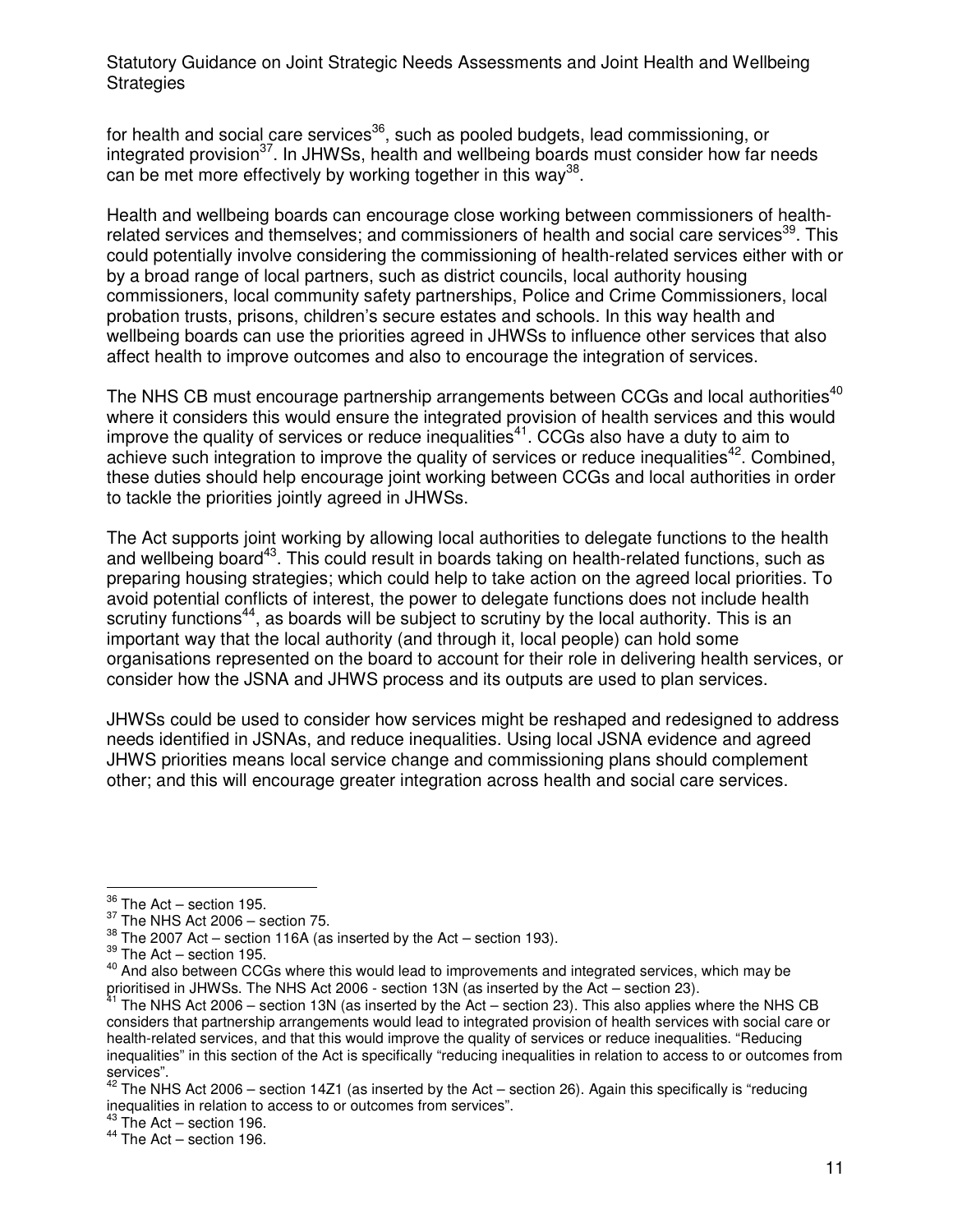for health and social care services[36], such as pooled budgets, lead commissioning, or integrated provision[37]. In JHWSs, health and wellbeing boards must consider how far needs can be met more effectively by working together in this way[38].

Health and wellbeing boards can encourage close working between commissioners of health-related services and themselves; and commissioners of health and social care services[39]. This could potentially involve considering the commissioning of health-related services either with or by a broad range of local partners, such as district councils, local authority housing commissioners, local community safety partnerships, Police and Crime Commissioners, local probation trusts, prisons, children's secure estates and schools. In this way health and wellbeing boards can use the priorities agreed in JHWSs to influence other services that also affect health to improve outcomes and also to encourage the integration of services.

The NHS CB must encourage partnership arrangements between CCGs and local authorities[40] where it considers this would ensure the integrated provision of health services and this would improve the quality of services or reduce inequalities[41]. CCGs also have a duty to aim to achieve such integration to improve the quality of services or reduce inequalities[42]. Combined, these duties should help encourage joint working between CCGs and local authorities in order to tackle the priorities jointly agreed in JHWSs.

The Act supports joint working by allowing local authorities to delegate functions to the health and wellbeing board[43]. This could result in boards taking on health-related functions, such as preparing housing strategies; which could help to take action on the agreed local priorities. To avoid potential conflicts of interest, the power to delegate functions does not include health scrutiny functions[44], as boards will be subject to scrutiny by the local authority. This is an important way that the local authority (and through it, local people) can hold some organisations represented on the board to account for their role in delivering health services, or consider how the JSNA and JHWS process and its outputs are used to plan services.

JHWSs could be used to consider how services might be reshaped and redesigned to address needs identified in JSNAs, and reduce inequalities. Using local JSNA evidence and agreed JHWS priorities means local service change and commissioning plans should complement other; and this will encourage greater integration across health and social care services.

---

[36] The Act – section 195.

[37] The NHS Act 2006 – section 75.

[38] The 2007 Act – section 116A (as inserted by the Act – section 193).

[39] The Act – section 195.

[40] And also between CCGs where this would lead to improvements and integrated services, which may be prioritised in JHWSs. The NHS Act 2006 - section 13N (as inserted by the Act – section 23).

[41] The NHS Act 2006 – section 13N (as inserted by the Act – section 23). This also applies where the NHS CB considers that partnership arrangements would lead to integrated provision of health services with social care or health-related services, and that this would improve the quality of services or reduce inequalities. "Reducing inequalities" in this section of the Act is specifically "reducing inequalities in relation to access to or outcomes from services".

[42] The NHS Act 2006 – section 14Z1 (as inserted by the Act – section 26). Again this specifically is "reducing inequalities in relation to access to or outcomes from services".

[43] The Act – section 196.

[44] The Act – section 196.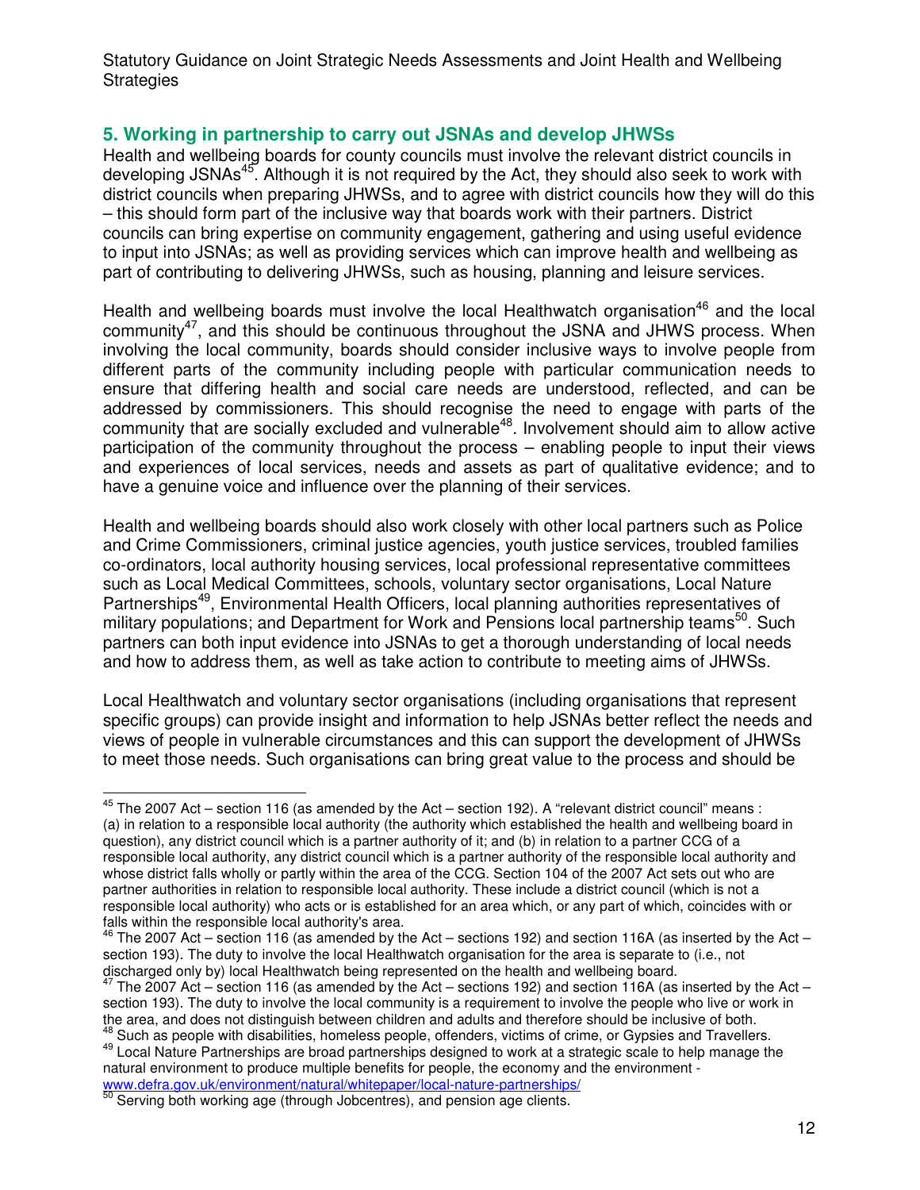## 5. Working in partnership to carry out JSNAs and develop JHWSs

Health and wellbeing boards for county councils must involve the relevant district councils in developing JSNAs[45]. Although it is not required by the Act, they should also seek to work with district councils when preparing JHWSs, and to agree with district councils how they will do this – this should form part of the inclusive way that boards work with their partners. District councils can bring expertise on community engagement, gathering and using useful evidence to input into JSNAs; as well as providing services which can improve health and wellbeing as part of contributing to delivering JHWSs, such as housing, planning and leisure services.

Health and wellbeing boards must involve the local Healthwatch organisation[46] and the local community[47], and this should be continuous throughout the JSNA and JHWS process. When involving the local community, boards should consider inclusive ways to involve people from different parts of the community including people with particular communication needs to ensure that differing health and social care needs are understood, reflected, and can be addressed by commissioners. This should recognise the need to engage with parts of the community that are socially excluded and vulnerable[48]. Involvement should aim to allow active participation of the community throughout the process – enabling people to input their views and experiences of local services, needs and assets as part of qualitative evidence; and to have a genuine voice and influence over the planning of their services.

Health and wellbeing boards should also work closely with other local partners such as Police and Crime Commissioners, criminal justice agencies, youth justice services, troubled families co-ordinators, local authority housing services, local professional representative committees such as Local Medical Committees, schools, voluntary sector organisations, Local Nature Partnerships[49], Environmental Health Officers, local planning authorities representatives of military populations; and Department for Work and Pensions local partnership teams[50]. Such partners can both input evidence into JSNAs to get a thorough understanding of local needs and how to address them, as well as take action to contribute to meeting aims of JHWSs.

Local Healthwatch and voluntary sector organisations (including organisations that represent specific groups) can provide insight and information to help JSNAs better reflect the needs and views of people in vulnerable circumstances and this can support the development of JHWSs to meet those needs. Such organisations can bring great value to the process and should be

---

[45] The 2007 Act – section 116 (as amended by the Act – section 192). A "relevant district council" means : (a) in relation to a responsible local authority (the authority which established the health and wellbeing board in question), any district council which is a partner authority of it; and (b) in relation to a partner CCG of a responsible local authority, any district council which is a partner authority of the responsible local authority and whose district falls wholly or partly within the area of the CCG. Section 104 of the 2007 Act sets out who are partner authorities in relation to responsible local authority. These include a district council (which is not a responsible local authority) who acts or is established for an area which, or any part of which, coincides with or falls within the responsible local authority's area.

[46] The 2007 Act – section 116 (as amended by the Act – sections 192) and section 116A (as inserted by the Act – section 193). The duty to involve the local Healthwatch organisation for the area is separate to (i.e., not discharged only by) local Healthwatch being represented on the health and wellbeing board.

[47] The 2007 Act – section 116 (as amended by the Act – sections 192) and section 116A (as inserted by the Act – section 193). The duty to involve the local community is a requirement to involve the people who live or work in the area, and does not distinguish between children and adults and therefore should be inclusive of both.

[48] Such as people with disabilities, homeless people, offenders, victims of crime, or Gypsies and Travellers.

[49] Local Nature Partnerships are broad partnerships designed to work at a strategic scale to help manage the natural environment to produce multiple benefits for people, the economy and the environment - www.defra.gov.uk/environment/natural/whitepaper/local-nature-partnerships/

[50] Serving both working age (through Jobcentres), and pension age clients.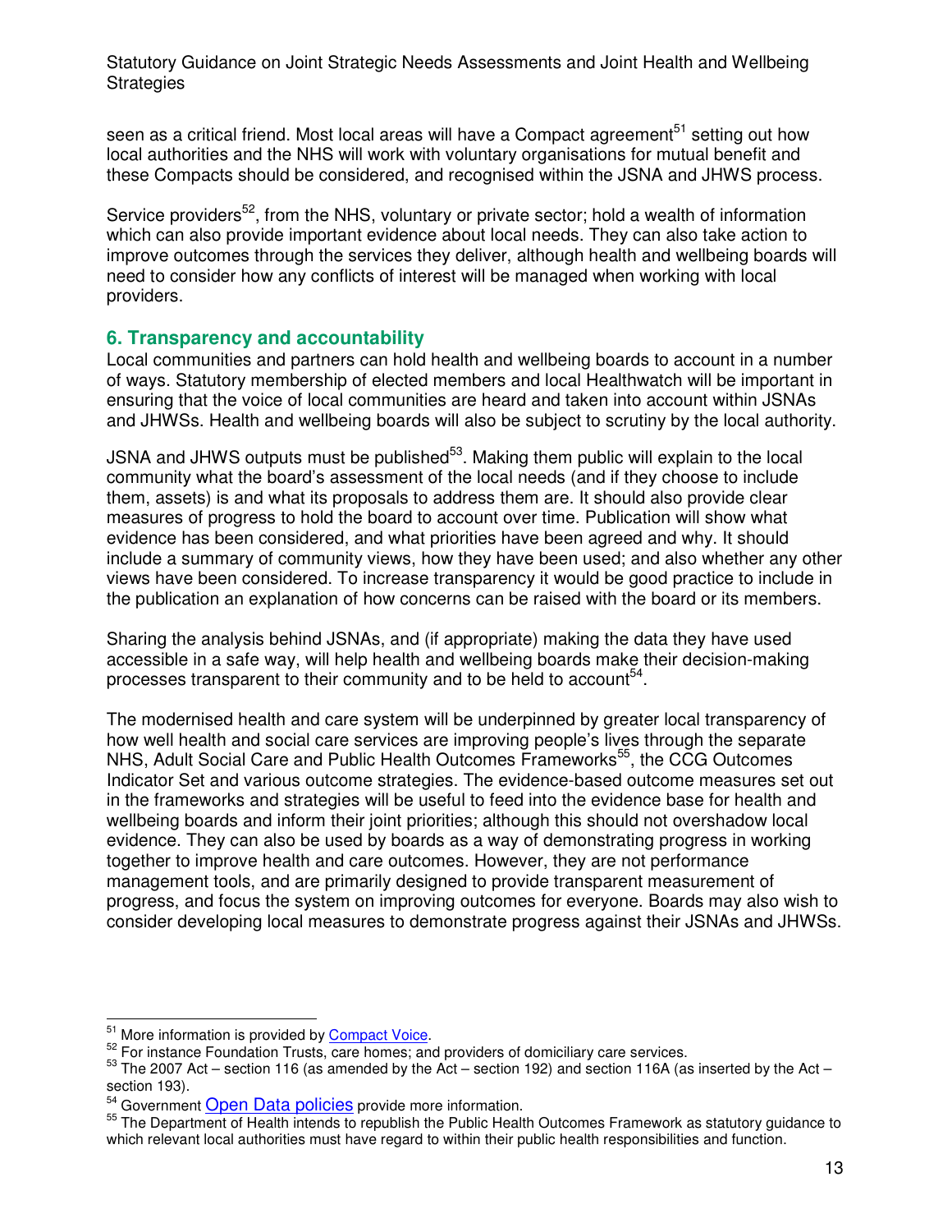seen as a critical friend. Most local areas will have a Compact agreement[51] setting out how local authorities and the NHS will work with voluntary organisations for mutual benefit and these Compacts should be considered, and recognised within the JSNA and JHWS process.

Service providers[52], from the NHS, voluntary or private sector; hold a wealth of information which can also provide important evidence about local needs. They can also take action to improve outcomes through the services they deliver, although health and wellbeing boards will need to consider how any conflicts of interest will be managed when working with local providers.

## 6. Transparency and accountability

Local communities and partners can hold health and wellbeing boards to account in a number of ways. Statutory membership of elected members and local Healthwatch will be important in ensuring that the voice of local communities are heard and taken into account within JSNAs and JHWSs. Health and wellbeing boards will also be subject to scrutiny by the local authority.

JSNA and JHWS outputs must be published[53]. Making them public will explain to the local community what the board's assessment of the local needs (and if they choose to include them, assets) is and what its proposals to address them are. It should also provide clear measures of progress to hold the board to account over time. Publication will show what evidence has been considered, and what priorities have been agreed and why. It should include a summary of community views, how they have been used; and also whether any other views have been considered. To increase transparency it would be good practice to include in the publication an explanation of how concerns can be raised with the board or its members.

Sharing the analysis behind JSNAs, and (if appropriate) making the data they have used accessible in a safe way, will help health and wellbeing boards make their decision-making processes transparent to their community and to be held to account[54].

The modernised health and care system will be underpinned by greater local transparency of how well health and social care services are improving people's lives through the separate NHS, Adult Social Care and Public Health Outcomes Frameworks[55], the CCG Outcomes Indicator Set and various outcome strategies. The evidence-based outcome measures set out in the frameworks and strategies will be useful to feed into the evidence base for health and wellbeing boards and inform their joint priorities; although this should not overshadow local evidence. They can also be used by boards as a way of demonstrating progress in working together to improve health and care outcomes. However, they are not performance management tools, and are primarily designed to provide transparent measurement of progress, and focus the system on improving outcomes for everyone. Boards may also wish to consider developing local measures to demonstrate progress against their JSNAs and JHWSs.

---

[51] More information is provided by Compact Voice.

[52] For instance Foundation Trusts, care homes; and providers of domiciliary care services.

[53] The 2007 Act – section 116 (as amended by the Act – section 192) and section 116A (as inserted by the Act – section 193).

[54] Government Open Data policies provide more information.

[55] The Department of Health intends to republish the Public Health Outcomes Framework as statutory guidance to which relevant local authorities must have regard to within their public health responsibilities and function.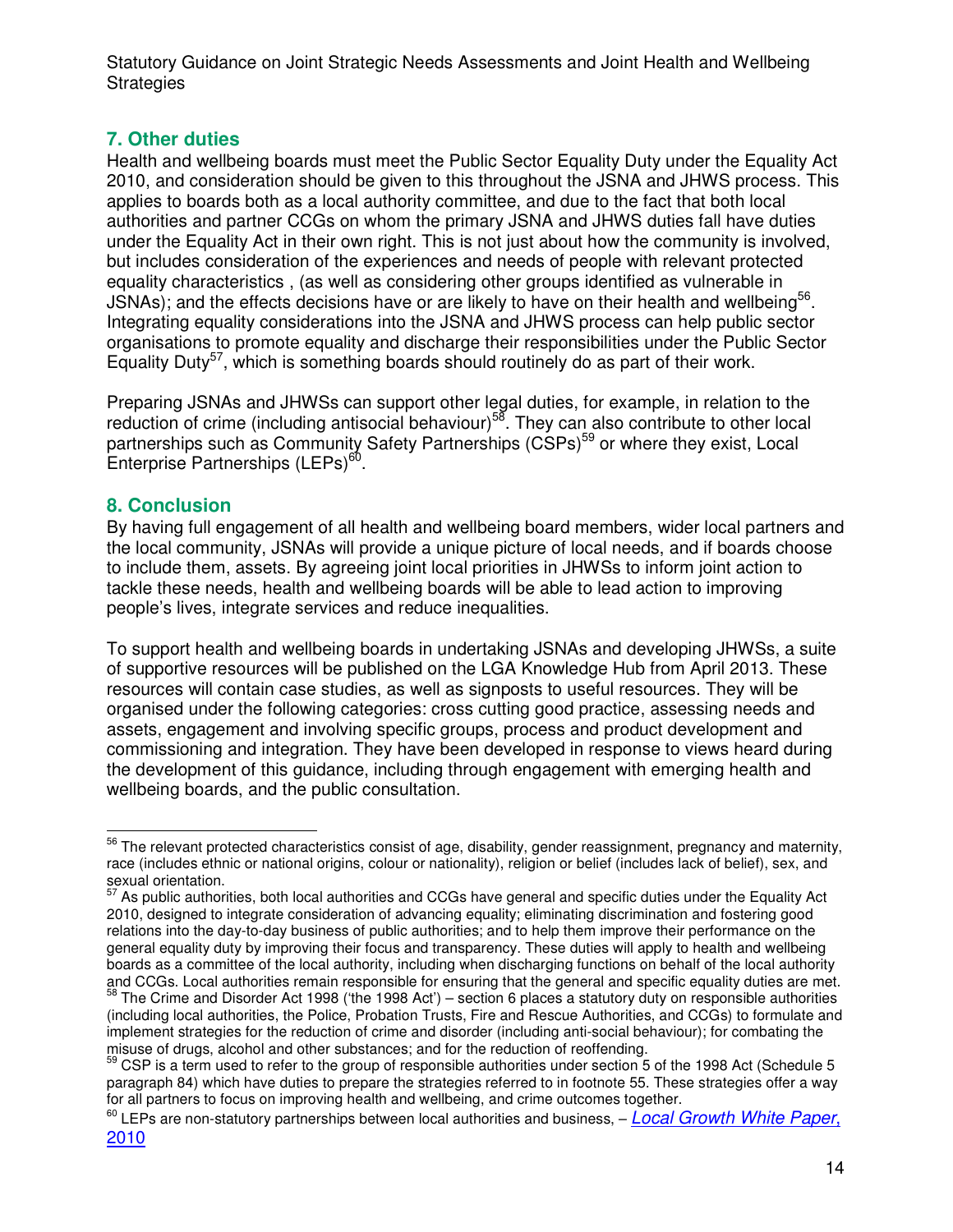## 7. Other duties

Health and wellbeing boards must meet the Public Sector Equality Duty under the Equality Act 2010, and consideration should be given to this throughout the JSNA and JHWS process. This applies to boards both as a local authority committee, and due to the fact that both local authorities and partner CCGs on whom the primary JSNA and JHWS duties fall have duties under the Equality Act in their own right. This is not just about how the community is involved, but includes consideration of the experiences and needs of people with relevant protected equality characteristics , (as well as considering other groups identified as vulnerable in JSNAs); and the effects decisions have or are likely to have on their health and wellbeing[56]. Integrating equality considerations into the JSNA and JHWS process can help public sector organisations to promote equality and discharge their responsibilities under the Public Sector Equality Duty[57], which is something boards should routinely do as part of their work.

Preparing JSNAs and JHWSs can support other legal duties, for example, in relation to the reduction of crime (including antisocial behaviour)[58]. They can also contribute to other local partnerships such as Community Safety Partnerships (CSPs)[59] or where they exist, Local Enterprise Partnerships (LEPs)[60].

## 8. Conclusion

By having full engagement of all health and wellbeing board members, wider local partners and the local community, JSNAs will provide a unique picture of local needs, and if boards choose to include them, assets. By agreeing joint local priorities in JHWSs to inform joint action to tackle these needs, health and wellbeing boards will be able to lead action to improving people's lives, integrate services and reduce inequalities.

To support health and wellbeing boards in undertaking JSNAs and developing JHWSs, a suite of supportive resources will be published on the LGA Knowledge Hub from April 2013. These resources will contain case studies, as well as signposts to useful resources. They will be organised under the following categories: cross cutting good practice, assessing needs and assets, engagement and involving specific groups, process and product development and commissioning and integration. They have been developed in response to views heard during the development of this guidance, including through engagement with emerging health and wellbeing boards, and the public consultation.

---

[56] The relevant protected characteristics consist of age, disability, gender reassignment, pregnancy and maternity, race (includes ethnic or national origins, colour or nationality), religion or belief (includes lack of belief), sex, and sexual orientation.

[57] As public authorities, both local authorities and CCGs have general and specific duties under the Equality Act 2010, designed to integrate consideration of advancing equality; eliminating discrimination and fostering good relations into the day-to-day business of public authorities; and to help them improve their performance on the general equality duty by improving their focus and transparency. These duties will apply to health and wellbeing boards as a committee of the local authority, including when discharging functions on behalf of the local authority and CCGs. Local authorities remain responsible for ensuring that the general and specific equality duties are met.

[58] The Crime and Disorder Act 1998 ('the 1998 Act') – section 6 places a statutory duty on responsible authorities (including local authorities, the Police, Probation Trusts, Fire and Rescue Authorities, and CCGs) to formulate and implement strategies for the reduction of crime and disorder (including anti-social behaviour); for combating the misuse of drugs, alcohol and other substances; and for the reduction of reoffending.

[59] CSP is a term used to refer to the group of responsible authorities under section 5 of the 1998 Act (Schedule 5 paragraph 84) which have duties to prepare the strategies referred to in footnote 55. These strategies offer a way for all partners to focus on improving health and wellbeing, and crime outcomes together.

[60] LEPs are non-statutory partnerships between local authorities and business, – *Local Growth White Paper*, 2010